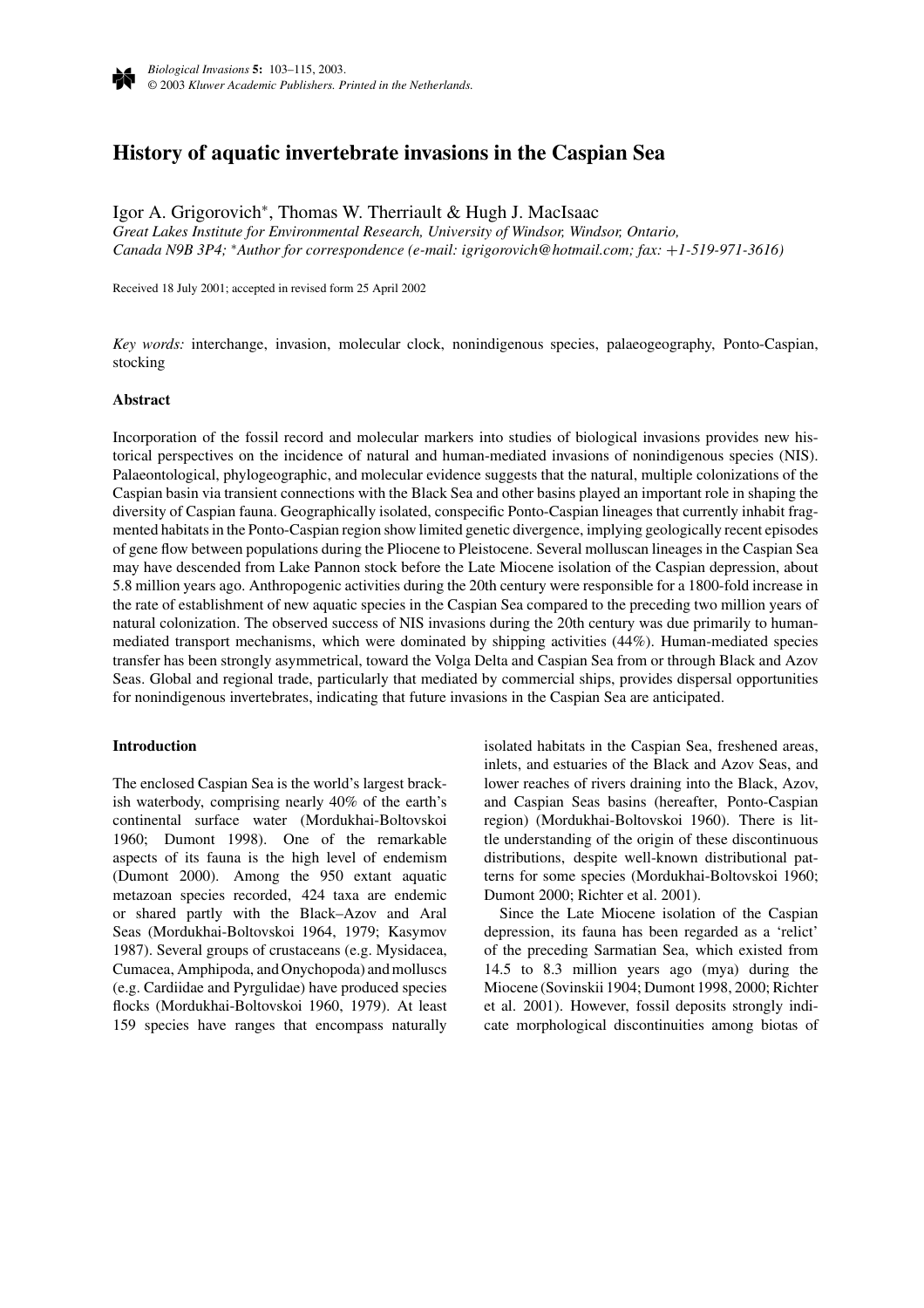# History of aquatic invertebrate invasions in the Caspian Sea

Igor A. Grigorovich*, Thomas W. Therriault & Hugh J. MacIsaac

*Great Lakes Institute for Environmental Research, University of Windsor, Windsor, Ontario, Canada N9B 3P4; *Author for correspondence (e-mail: igrigorovich@hotmail.com; fax: +1-519-971-3616)*

Received 18 July 2001; accepted in revised form 25 April 2002

*Key words:* interchange, invasion, molecular clock, nonindigenous species, palaeogeography, Ponto-Caspian, stocking

## Abstract

Incorporation of the fossil record and molecular markers into studies of biological invasions provides new historical perspectives on the incidence of natural and human-mediated invasions of nonindigenous species (NIS). Palaeontological, phylogeographic, and molecular evidence suggests that the natural, multiple colonizations of the Caspian basin via transient connections with the Black Sea and other basins played an important role in shaping the diversity of Caspian fauna. Geographically isolated, conspecific Ponto-Caspian lineages that currently inhabit fragmented habitats in the Ponto-Caspian region show limited genetic divergence, implying geologically recent episodes of gene flow between populations during the Pliocene to Pleistocene. Several molluscan lineages in the Caspian Sea may have descended from Lake Pannon stock before the Late Miocene isolation of the Caspian depression, about 5.8 million years ago. Anthropogenic activities during the 20th century were responsible for a 1800-fold increase in the rate of establishment of new aquatic species in the Caspian Sea compared to the preceding two million years of natural colonization. The observed success of NIS invasions during the 20th century was due primarily to human-mediated transport mechanisms, which were dominated by shipping activities (44%). Human-mediated species transfer has been strongly asymmetrical, toward the Volga Delta and Caspian Sea from or through Black and Azov Seas. Global and regional trade, particularly that mediated by commercial ships, provides dispersal opportunities for nonindigenous invertebrates, indicating that future invasions in the Caspian Sea are anticipated.

## Introduction

The enclosed Caspian Sea is the world's largest brackish waterbody, comprising nearly 40% of the earth's continental surface water (Mordukhai-Boltovskoi 1960; Dumont 1998). One of the remarkable aspects of its fauna is the high level of endemism (Dumont 2000). Among the 950 extant aquatic metazoan species recorded, 424 taxa are endemic or shared partly with the Black–Azov and Aral Seas (Mordukhai-Boltovskoi 1964, 1979; Kasymov 1987). Several groups of crustaceans (e.g. Mysidacea, Cumacea, Amphipoda, and Onychopoda) and molluscs (e.g. Cardiidae and Pyrgulidae) have produced species flocks (Mordukhai-Boltovskoi 1960, 1979). At least 159 species have ranges that encompass naturally isolated habitats in the Caspian Sea, freshened areas, inlets, and estuaries of the Black and Azov Seas, and lower reaches of rivers draining into the Black, Azov, and Caspian Seas basins (hereafter, Ponto-Caspian region) (Mordukhai-Boltovskoi 1960). There is little understanding of the origin of these discontinuous distributions, despite well-known distributional patterns for some species (Mordukhai-Boltovskoi 1960; Dumont 2000; Richter et al. 2001).

Since the Late Miocene isolation of the Caspian depression, its fauna has been regarded as a 'relict' of the preceding Sarmatian Sea, which existed from 14.5 to 8.3 million years ago (mya) during the Miocene (Sovinskii 1904; Dumont 1998, 2000; Richter et al. 2001). However, fossil deposits strongly indicate morphological discontinuities among biotas of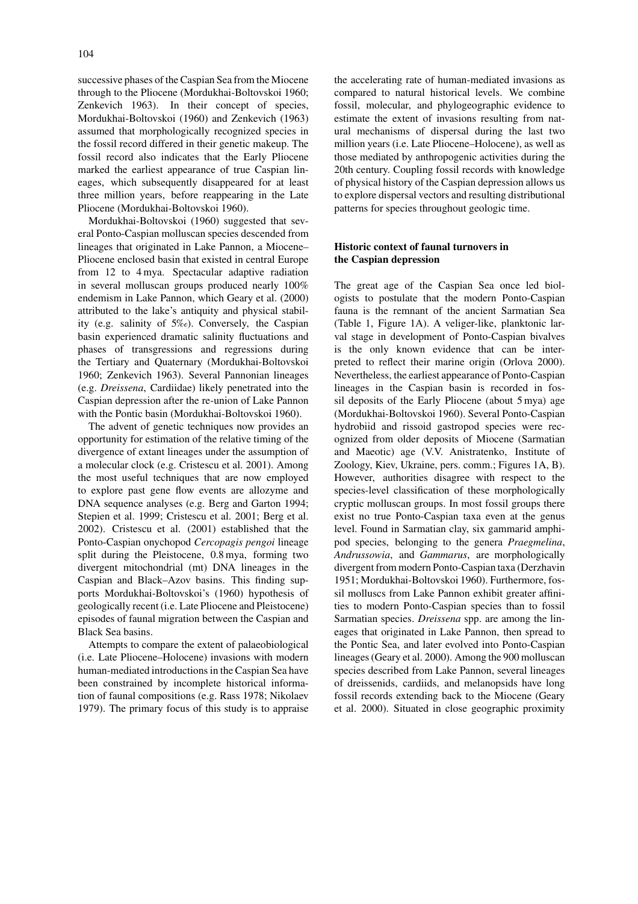successive phases of the Caspian Sea from the Miocene through to the Pliocene (Mordukhai-Boltovskoi 1960; Zenkevich 1963). In their concept of species, Mordukhai-Boltovskoi (1960) and Zenkevich (1963) assumed that morphologically recognized species in the fossil record differed in their genetic makeup. The fossil record also indicates that the Early Pliocene marked the earliest appearance of true Caspian lineages, which subsequently disappeared for at least three million years, before reappearing in the Late Pliocene (Mordukhai-Boltovskoi 1960).

Mordukhai-Boltovskoi (1960) suggested that several Ponto-Caspian molluscan species descended from lineages that originated in Lake Pannon, a Miocene–Pliocene enclosed basin that existed in central Europe from 12 to 4 mya. Spectacular adaptive radiation in several molluscan groups produced nearly 100% endemism in Lake Pannon, which Geary et al. (2000) attributed to the lake's antiquity and physical stability (e.g. salinity of 5‰). Conversely, the Caspian basin experienced dramatic salinity fluctuations and phases of transgressions and regressions during the Tertiary and Quaternary (Mordukhai-Boltovskoi 1960; Zenkevich 1963). Several Pannonian lineages (e.g. *Dreissena*, Cardiidae) likely penetrated into the Caspian depression after the re-union of Lake Pannon with the Pontic basin (Mordukhai-Boltovskoi 1960).

The advent of genetic techniques now provides an opportunity for estimation of the relative timing of the divergence of extant lineages under the assumption of a molecular clock (e.g. Cristescu et al. 2001). Among the most useful techniques that are now employed to explore past gene flow events are allozyme and DNA sequence analyses (e.g. Berg and Garton 1994; Stepien et al. 1999; Cristescu et al. 2001; Berg et al. 2002). Cristescu et al. (2001) established that the Ponto-Caspian onychopod *Cercopagis pengoi* lineage split during the Pleistocene, 0.8 mya, forming two divergent mitochondrial (mt) DNA lineages in the Caspian and Black–Azov basins. This finding supports Mordukhai-Boltovskoi's (1960) hypothesis of geologically recent (i.e. Late Pliocene and Pleistocene) episodes of faunal migration between the Caspian and Black Sea basins.

Attempts to compare the extent of palaeobiological (i.e. Late Pliocene–Holocene) invasions with modern human-mediated introductions in the Caspian Sea have been constrained by incomplete historical information of faunal compositions (e.g. Rass 1978; Nikolaev 1979). The primary focus of this study is to appraise the accelerating rate of human-mediated invasions as compared to natural historical levels. We combine fossil, molecular, and phylogeographic evidence to estimate the extent of invasions resulting from natural mechanisms of dispersal during the last two million years (i.e. Late Pliocene–Holocene), as well as those mediated by anthropogenic activities during the 20th century. Coupling fossil records with knowledge of physical history of the Caspian depression allows us to explore dispersal vectors and resulting distributional patterns for species throughout geologic time.

## Historic context of faunal turnovers in the Caspian depression

The great age of the Caspian Sea once led biologists to postulate that the modern Ponto-Caspian fauna is the remnant of the ancient Sarmatian Sea (Table 1, Figure 1A). A veliger-like, planktonic larval stage in development of Ponto-Caspian bivalves is the only known evidence that can be interpreted to reflect their marine origin (Orlova 2000). Nevertheless, the earliest appearance of Ponto-Caspian lineages in the Caspian basin is recorded in fossil deposits of the Early Pliocene (about 5 mya) age (Mordukhai-Boltovskoi 1960). Several Ponto-Caspian hydrobiid and rissoid gastropod species were recognized from older deposits of Miocene (Sarmatian and Maeotic) age (V.V. Anistratenko, Institute of Zoology, Kiev, Ukraine, pers. comm.; Figures 1A, B). However, authorities disagree with respect to the species-level classification of these morphologically cryptic molluscan groups. In most fossil groups there exist no true Ponto-Caspian taxa even at the genus level. Found in Sarmatian clay, six gammarid amphipod species, belonging to the genera *Praegmelina*, *Andrussowia*, and *Gammarus*, are morphologically divergent from modern Ponto-Caspian taxa (Derzhavin 1951; Mordukhai-Boltovskoi 1960). Furthermore, fossil molluscs from Lake Pannon exhibit greater affinities to modern Ponto-Caspian species than to fossil Sarmatian species. *Dreissena* spp. are among the lineages that originated in Lake Pannon, then spread to the Pontic Sea, and later evolved into Ponto-Caspian lineages (Geary et al. 2000). Among the 900 molluscan species described from Lake Pannon, several lineages of dreissenids, cardiids, and melanopsids have long fossil records extending back to the Miocene (Geary et al. 2000). Situated in close geographic proximity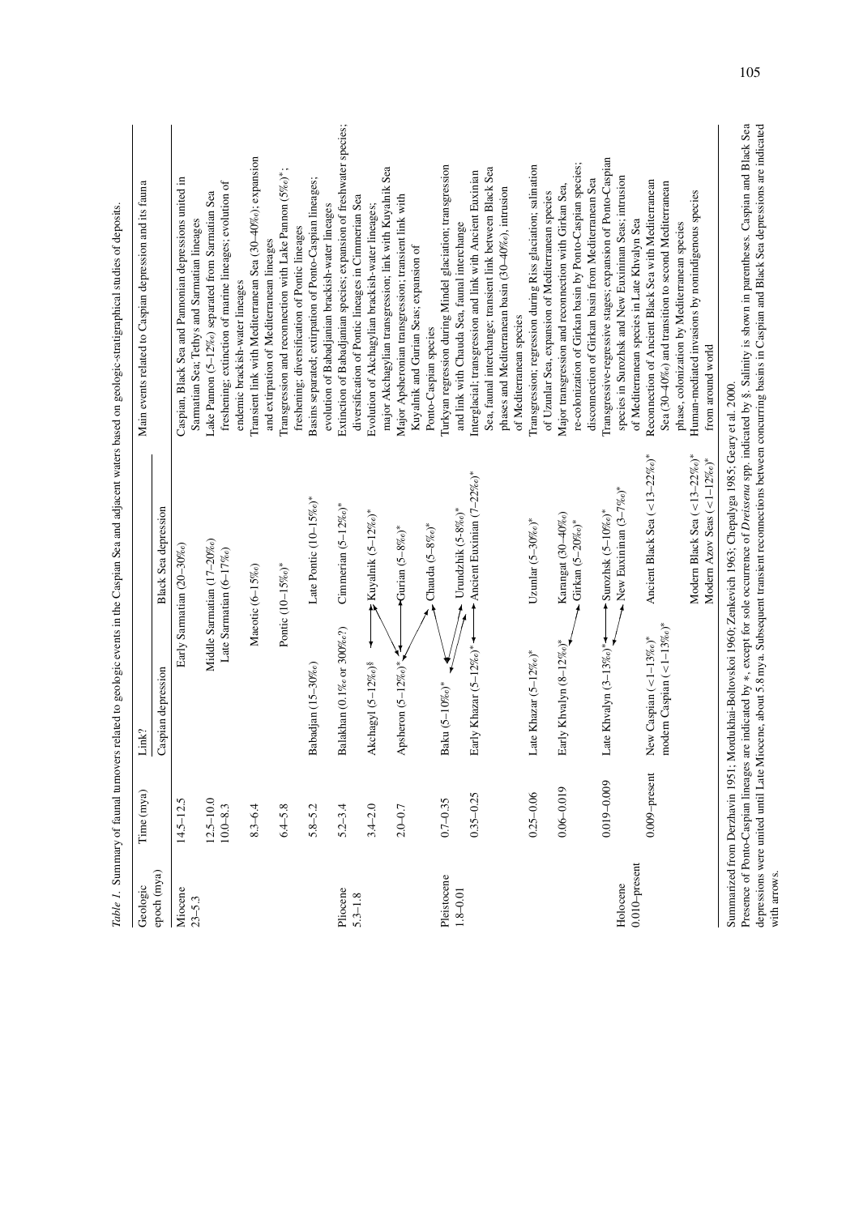*Table 1.* Summary of faunal turnovers related to geologic events in the Caspian Sea and adjacent waters based on geologic-stratigraphical studies of deposits.

| Geologic epoch (mya) | Time (mya) | Link? Caspian depression | Black Sea depression | Main events related to Caspian depression and its fauna |
|---|---|---|---|---|
| Miocene 23–5.3 | 14.5–12.5 | Early Sarmatian (20–30‰) | | Caspian, Black Sea and Pannonian depressions united in Sarmatian Sea; Tethys and Sarmatian lineages |
| | 12.5–10.0 | Middle Sarmatian (17–20‰) | | Lake Pannon (5–12‰) separated from Sarmatian Sea |
| | 10.0–8.3 | Late Sarmatian (6–17‰) | | freshening; extinction of marine lineages; evolution of endemic brackish-water lineages |
| | 8.3–6.4 | Maeotic (6–15‰) | | Transient link with Mediterranean Sea (30–40‰); expansion and extirpation of Mediterranean lineages |
| | 6.4–5.8 | Pontic (10–15‰)* | | Transgression and reconnection with Lake Pannon (5‰)*; freshening; diversification of Pontic lineages |
| | 5.8–5.2 | Babadjan (15–30‰) | Late Pontic (10–15‰)* | Basins separated; extirpation of Ponto-Caspian lineages; evolution of Babadjanian brackish-water lineages |
| Pliocene 5.3–1.8 | 5.2–3.4 | Balakhan (0.1‰ or 300‰?) | Cimmerian (5–12‰)* | Extinction of Babadjanian species; expansion of freshwater species; diversification of Pontic lineages in Cimmerian Sea |
| | 3.4–2.0 | Akchagyl (5–12‰)§ ↔ | Kuyalnik (5–12‰)* | Evolution of Akchagylian brackish-water lineages; major Akchagylian transgression; link with Kuyalnik Sea |
| | 2.0–0.7 | Apsheron (5–12‰)* ↔ | Gurian (5–8‰)* | Major Apsheronian transgression; transient link with Kuyalnik and Gurian Seas; expansion of Ponto-Caspian species |
| | | | Chauda (5–8‰)* | |
| Pleistocene 1.8–0.01 | 0.7–0.35 | Baku (5–10‰)* ↔ | Urundzhik (5–8‰)* | Turkyan regression during Mindel glaciation; transgression and link with Chauda Sea, faunal interchange |
| | 0.35–0.25 | Early Khazar (5–12‰)* ↔ | Ancient Euxinian (7–22‰)* | Interglacial; transgression and link with Ancient Euxinian Sea, faunal interchange; transient link between Black Sea phases and Mediterranean basin (30–40‰), intrusion of Mediterranean species |
| | 0.25–0.06 | Late Khazar (5–12‰)* | Uzunlar (5–30‰)* | Transgression; regression during Riss glaciation; salination of Uzunlar Sea, expansion of Mediterranean species |
| | 0.06–0.019 | Early Khvalyn (8–12‰)* ↔ | Karangat (30–40‰) / Girkan (5–20‰)* | Major transgression and reconnection with Girkan Sea, re-colonization of Girkan basin by Ponto-Caspian species; disconnection of Girkan basin from Mediterranean Sea |
| | 0.019–0.009 | Late Khvalyn (3–13‰)* ↔ | Surozhsk (5–10‰)* / New Euxinian (3–7‰)* | Transgressive-regressive stages; expansion of Ponto-Caspian species in Surozhsk and New Euxininan Seas; intrusion of Mediterranean species in Late Khvalyn Sea |
| Holocene 0.010–present | 0.009–present | New Caspian (<1–13‰)* / modern Caspian (<1–13‰)* | Ancient Black Sea (<13–22‰)* | Reconnection of Ancient Black Sea with Mediterranean Sea (30–40‰) and transition to second Mediterranean phase, colonization by Mediterranean species |
| | | | Modern Black Sea (<13–22‰)* / Modern Azov Seas (<1–12‰)* | Human-mediated invasions by nonindigenous species from around world |

Summarized from Derzhavin 1951; Mordukhai-Boltovskoi 1960; Zenkevich 1963; Chepalyga 1985; Geary et al. 2000.
Presence of Ponto-Caspian lineages are indicated by *, except for sole occurrence of *Dreissena* spp. indicated by §. Salinity is shown in parentheses. Caspian and Black Sea depressions were united until Late Miocene, about 5.8 mya. Subsequent transient reconnections between concurring basins in Caspian and Black Sea depressions are indicated with arrows.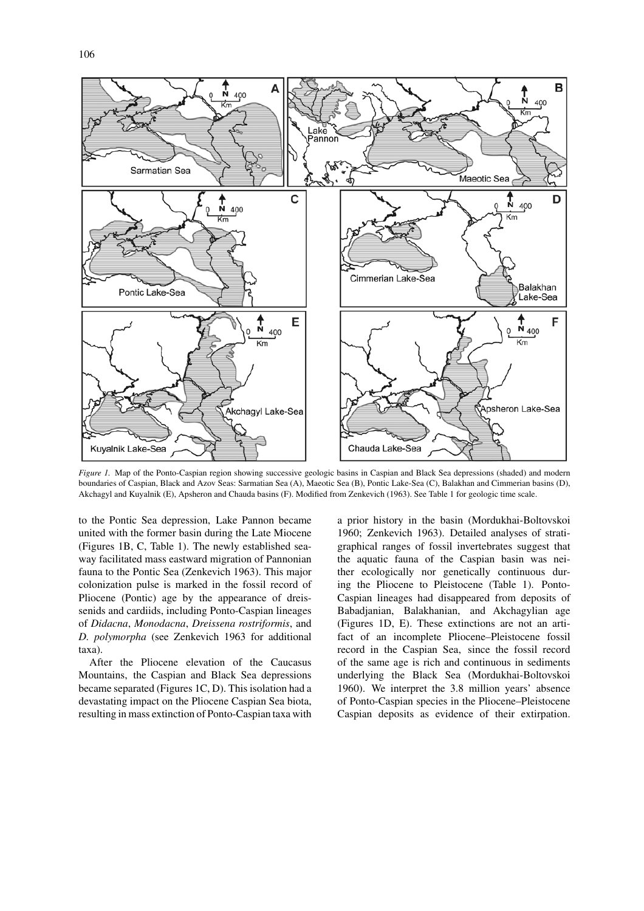*Figure 1.* Map of the Ponto-Caspian region showing successive geologic basins in Caspian and Black Sea depressions (shaded) and modern boundaries of Caspian, Black and Azov Seas: Sarmatian Sea (A), Maeotic Sea (B), Pontic Lake-Sea (C), Balakhan and Cimmerian basins (D), Akchagyl and Kuyalnik (E), Apsheron and Chauda basins (F). Modified from Zenkevich (1963). See Table 1 for geologic time scale.

to the Pontic Sea depression, Lake Pannon became united with the former basin during the Late Miocene (Figures 1B, C, Table 1). The newly established seaway facilitated mass eastward migration of Pannonian fauna to the Pontic Sea (Zenkevich 1963). This major colonization pulse is marked in the fossil record of Pliocene (Pontic) age by the appearance of dreissenids and cardiids, including Ponto-Caspian lineages of *Didacna*, *Monodacna*, *Dreissena rostriformis*, and *D. polymorpha* (see Zenkevich 1963 for additional taxa).

After the Pliocene elevation of the Caucasus Mountains, the Caspian and Black Sea depressions became separated (Figures 1C, D). This isolation had a devastating impact on the Pliocene Caspian Sea biota, resulting in mass extinction of Ponto-Caspian taxa with a prior history in the basin (Mordukhai-Boltovskoi 1960; Zenkevich 1963). Detailed analyses of stratigraphical ranges of fossil invertebrates suggest that the aquatic fauna of the Caspian basin was neither ecologically nor genetically continuous during the Pliocene to Pleistocene (Table 1). Ponto-Caspian lineages had disappeared from deposits of Babadjanian, Balakhanian, and Akchagylian age (Figures 1D, E). These extinctions are not an artifact of an incomplete Pliocene–Pleistocene fossil record in the Caspian Sea, since the fossil record of the same age is rich and continuous in sediments underlying the Black Sea (Mordukhai-Boltovskoi 1960). We interpret the 3.8 million years' absence of Ponto-Caspian species in the Pliocene–Pleistocene Caspian deposits as evidence of their extirpation.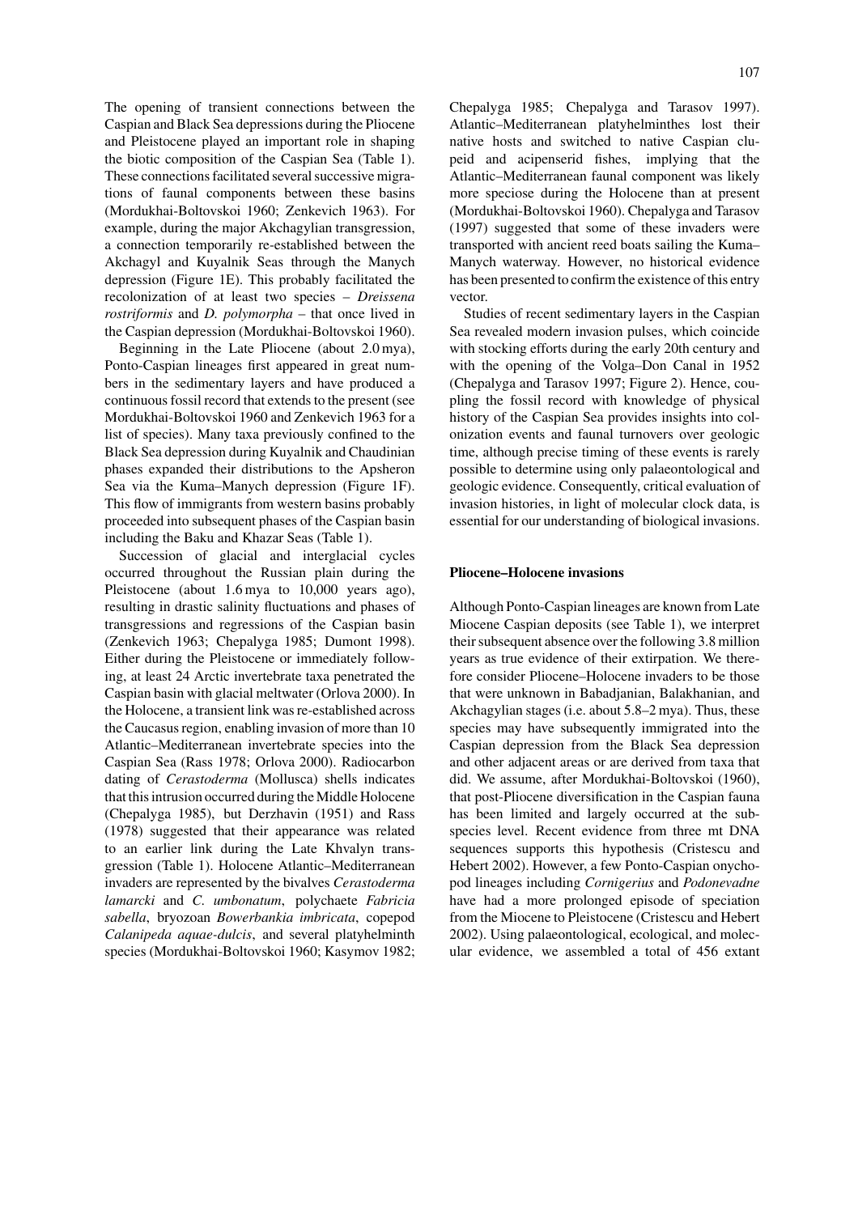The opening of transient connections between the Caspian and Black Sea depressions during the Pliocene and Pleistocene played an important role in shaping the biotic composition of the Caspian Sea (Table 1). These connections facilitated several successive migrations of faunal components between these basins (Mordukhai-Boltovskoi 1960; Zenkevich 1963). For example, during the major Akchagylian transgression, a connection temporarily re-established between the Akchagyl and Kuyalnik Seas through the Manych depression (Figure 1E). This probably facilitated the recolonization of at least two species – *Dreissena rostriformis* and *D. polymorpha* – that once lived in the Caspian depression (Mordukhai-Boltovskoi 1960).

Beginning in the Late Pliocene (about 2.0 mya), Ponto-Caspian lineages first appeared in great numbers in the sedimentary layers and have produced a continuous fossil record that extends to the present (see Mordukhai-Boltovskoi 1960 and Zenkevich 1963 for a list of species). Many taxa previously confined to the Black Sea depression during Kuyalnik and Chaudinian phases expanded their distributions to the Apsheron Sea via the Kuma–Manych depression (Figure 1F). This flow of immigrants from western basins probably proceeded into subsequent phases of the Caspian basin including the Baku and Khazar Seas (Table 1).

Succession of glacial and interglacial cycles occurred throughout the Russian plain during the Pleistocene (about 1.6 mya to 10,000 years ago), resulting in drastic salinity fluctuations and phases of transgressions and regressions of the Caspian basin (Zenkevich 1963; Chepalyga 1985; Dumont 1998). Either during the Pleistocene or immediately following, at least 24 Arctic invertebrate taxa penetrated the Caspian basin with glacial meltwater (Orlova 2000). In the Holocene, a transient link was re-established across the Caucasus region, enabling invasion of more than 10 Atlantic–Mediterranean invertebrate species into the Caspian Sea (Rass 1978; Orlova 2000). Radiocarbon dating of *Cerastoderma* (Mollusca) shells indicates that this intrusion occurred during the Middle Holocene (Chepalyga 1985), but Derzhavin (1951) and Rass (1978) suggested that their appearance was related to an earlier link during the Late Khvalyn transgression (Table 1). Holocene Atlantic–Mediterranean invaders are represented by the bivalves *Cerastoderma lamarcki* and *C. umbonatum*, polychaete *Fabricia sabella*, bryozoan *Bowerbankia imbricata*, copepod *Calanipeda aquae-dulcis*, and several platyhelminth species (Mordukhai-Boltovskoi 1960; Kasymov 1982; Chepalyga 1985; Chepalyga and Tarasov 1997). Atlantic–Mediterranean platyhelminthes lost their native hosts and switched to native Caspian clupeid and acipenserid fishes, implying that the Atlantic–Mediterranean faunal component was likely more speciose during the Holocene than at present (Mordukhai-Boltovskoi 1960). Chepalyga and Tarasov (1997) suggested that some of these invaders were transported with ancient reed boats sailing the Kuma–Manych waterway. However, no historical evidence has been presented to confirm the existence of this entry vector.

Studies of recent sedimentary layers in the Caspian Sea revealed modern invasion pulses, which coincide with stocking efforts during the early 20th century and with the opening of the Volga–Don Canal in 1952 (Chepalyga and Tarasov 1997; Figure 2). Hence, coupling the fossil record with knowledge of physical history of the Caspian Sea provides insights into colonization events and faunal turnovers over geologic time, although precise timing of these events is rarely possible to determine using only palaeontological and geologic evidence. Consequently, critical evaluation of invasion histories, in light of molecular clock data, is essential for our understanding of biological invasions.

## Pliocene–Holocene invasions

Although Ponto-Caspian lineages are known from Late Miocene Caspian deposits (see Table 1), we interpret their subsequent absence over the following 3.8 million years as true evidence of their extirpation. We therefore consider Pliocene–Holocene invaders to be those that were unknown in Babadjanian, Balakhanian, and Akchagylian stages (i.e. about 5.8–2 mya). Thus, these species may have subsequently immigrated into the Caspian depression from the Black Sea depression and other adjacent areas or are derived from taxa that did. We assume, after Mordukhai-Boltovskoi (1960), that post-Pliocene diversification in the Caspian fauna has been limited and largely occurred at the subspecies level. Recent evidence from three mt DNA sequences supports this hypothesis (Cristescu and Hebert 2002). However, a few Ponto-Caspian onychopod lineages including *Cornigerius* and *Podonevadne* have had a more prolonged episode of speciation from the Miocene to Pleistocene (Cristescu and Hebert 2002). Using palaeontological, ecological, and molecular evidence, we assembled a total of 456 extant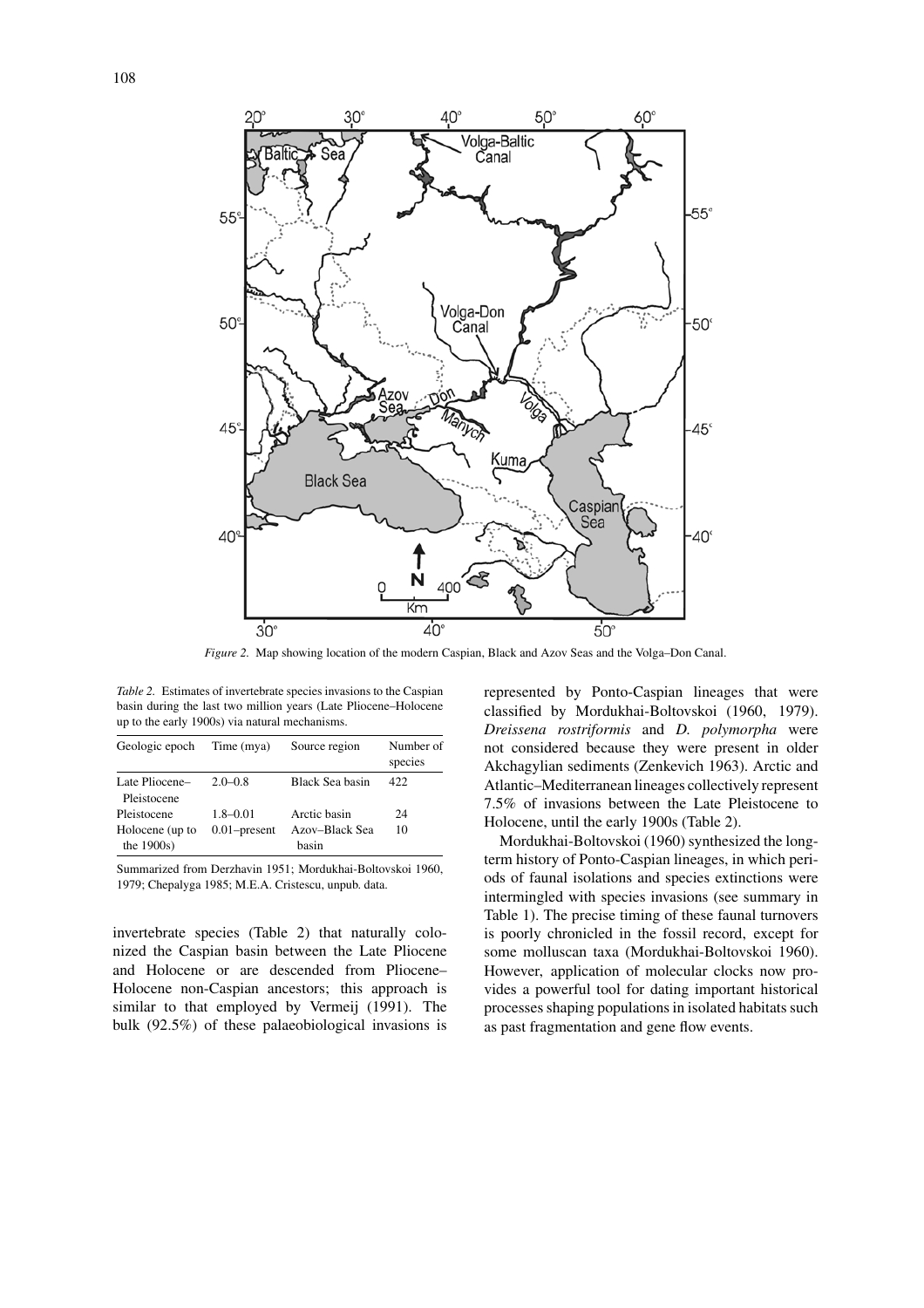*Figure 2.* Map showing location of the modern Caspian, Black and Azov Seas and the Volga–Don Canal.

*Table 2.* Estimates of invertebrate species invasions to the Caspian basin during the last two million years (Late Pliocene–Holocene up to the early 1900s) via natural mechanisms.

| Geologic epoch | Time (mya) | Source region | Number of species |
|---|---|---|---|
| Late Pliocene–Pleistocene | 2.0–0.8 | Black Sea basin | 422 |
| Pleistocene | 1.8–0.01 | Arctic basin | 24 |
| Holocene (up to the 1900s) | 0.01–present | Azov–Black Sea basin | 10 |

Summarized from Derzhavin 1951; Mordukhai-Boltovskoi 1960, 1979; Chepalyga 1985; M.E.A. Cristescu, unpub. data.

invertebrate species (Table 2) that naturally colonized the Caspian basin between the Late Pliocene and Holocene or are descended from Pliocene–Holocene non-Caspian ancestors; this approach is similar to that employed by Vermeij (1991). The bulk (92.5%) of these palaeobiological invasions is represented by Ponto-Caspian lineages that were classified by Mordukhai-Boltovskoi (1960, 1979). *Dreissena rostriformis* and *D. polymorpha* were not considered because they were present in older Akchagylian sediments (Zenkevich 1963). Arctic and Atlantic–Mediterranean lineages collectively represent 7.5% of invasions between the Late Pleistocene to Holocene, until the early 1900s (Table 2).

Mordukhai-Boltovskoi (1960) synthesized the long-term history of Ponto-Caspian lineages, in which periods of faunal isolations and species extinctions were intermingled with species invasions (see summary in Table 1). The precise timing of these faunal turnovers is poorly chronicled in the fossil record, except for some molluscan taxa (Mordukhai-Boltovskoi 1960). However, application of molecular clocks now provides a powerful tool for dating important historical processes shaping populations in isolated habitats such as past fragmentation and gene flow events.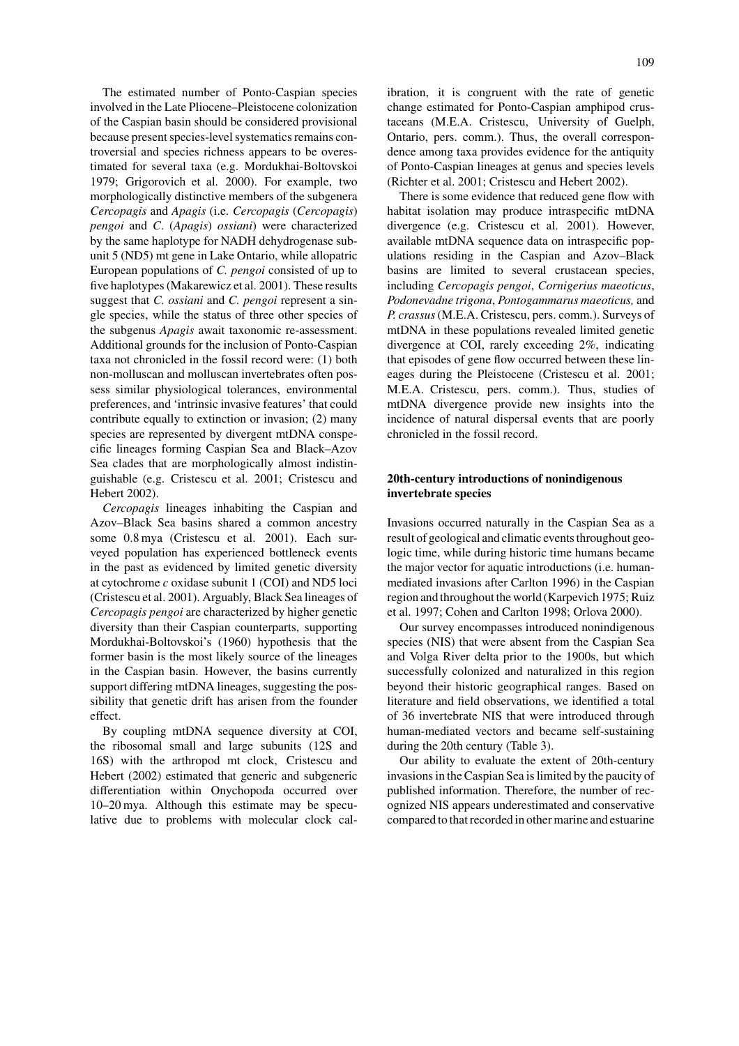The estimated number of Ponto-Caspian species involved in the Late Pliocene–Pleistocene colonization of the Caspian basin should be considered provisional because present species-level systematics remains controversial and species richness appears to be overestimated for several taxa (e.g. Mordukhai-Boltovskoi 1979; Grigorovich et al. 2000). For example, two morphologically distinctive members of the subgenera *Cercopagis* and *Apagis* (i.e. *Cercopagis* (*Cercopagis*) *pengoi* and *C*. (*Apagis*) *ossiani*) were characterized by the same haplotype for NADH dehydrogenase subunit 5 (ND5) mt gene in Lake Ontario, while allopatric European populations of *C. pengoi* consisted of up to five haplotypes (Makarewicz et al. 2001). These results suggest that *C. ossiani* and *C. pengoi* represent a single species, while the status of three other species of the subgenus *Apagis* await taxonomic re-assessment. Additional grounds for the inclusion of Ponto-Caspian taxa not chronicled in the fossil record were: (1) both non-molluscan and molluscan invertebrates often possess similar physiological tolerances, environmental preferences, and 'intrinsic invasive features' that could contribute equally to extinction or invasion; (2) many species are represented by divergent mtDNA conspecific lineages forming Caspian Sea and Black–Azov Sea clades that are morphologically almost indistinguishable (e.g. Cristescu et al. 2001; Cristescu and Hebert 2002).

*Cercopagis* lineages inhabiting the Caspian and Azov–Black Sea basins shared a common ancestry some 0.8 mya (Cristescu et al. 2001). Each surveyed population has experienced bottleneck events in the past as evidenced by limited genetic diversity at cytochrome *c* oxidase subunit 1 (COI) and ND5 loci (Cristescu et al. 2001). Arguably, Black Sea lineages of *Cercopagis pengoi* are characterized by higher genetic diversity than their Caspian counterparts, supporting Mordukhai-Boltovskoi's (1960) hypothesis that the former basin is the most likely source of the lineages in the Caspian basin. However, the basins currently support differing mtDNA lineages, suggesting the possibility that genetic drift has arisen from the founder effect.

By coupling mtDNA sequence diversity at COI, the ribosomal small and large subunits (12S and 16S) with the arthropod mt clock, Cristescu and Hebert (2002) estimated that generic and subgeneric differentiation within Onychopoda occurred over 10–20 mya. Although this estimate may be speculative due to problems with molecular clock calibration, it is congruent with the rate of genetic change estimated for Ponto-Caspian amphipod crustaceans (M.E.A. Cristescu, University of Guelph, Ontario, pers. comm.). Thus, the overall correspondence among taxa provides evidence for the antiquity of Ponto-Caspian lineages at genus and species levels (Richter et al. 2001; Cristescu and Hebert 2002).

There is some evidence that reduced gene flow with habitat isolation may produce intraspecific mtDNA divergence (e.g. Cristescu et al. 2001). However, available mtDNA sequence data on intraspecific populations residing in the Caspian and Azov–Black basins are limited to several crustacean species, including *Cercopagis pengoi*, *Cornigerius maeoticus*, *Podonevadne trigona*, *Pontogammarus maeoticus,* and *P. crassus* (M.E.A. Cristescu, pers. comm.). Surveys of mtDNA in these populations revealed limited genetic divergence at COI, rarely exceeding 2%, indicating that episodes of gene flow occurred between these lineages during the Pleistocene (Cristescu et al. 2001; M.E.A. Cristescu, pers. comm.). Thus, studies of mtDNA divergence provide new insights into the incidence of natural dispersal events that are poorly chronicled in the fossil record.

## 20th-century introductions of nonindigenous invertebrate species

Invasions occurred naturally in the Caspian Sea as a result of geological and climatic events throughout geologic time, while during historic time humans became the major vector for aquatic introductions (i.e. human-mediated invasions after Carlton 1996) in the Caspian region and throughout the world (Karpevich 1975; Ruiz et al. 1997; Cohen and Carlton 1998; Orlova 2000).

Our survey encompasses introduced nonindigenous species (NIS) that were absent from the Caspian Sea and Volga River delta prior to the 1900s, but which successfully colonized and naturalized in this region beyond their historic geographical ranges. Based on literature and field observations, we identified a total of 36 invertebrate NIS that were introduced through human-mediated vectors and became self-sustaining during the 20th century (Table 3).

Our ability to evaluate the extent of 20th-century invasions in the Caspian Sea is limited by the paucity of published information. Therefore, the number of recognized NIS appears underestimated and conservative compared to that recorded in other marine and estuarine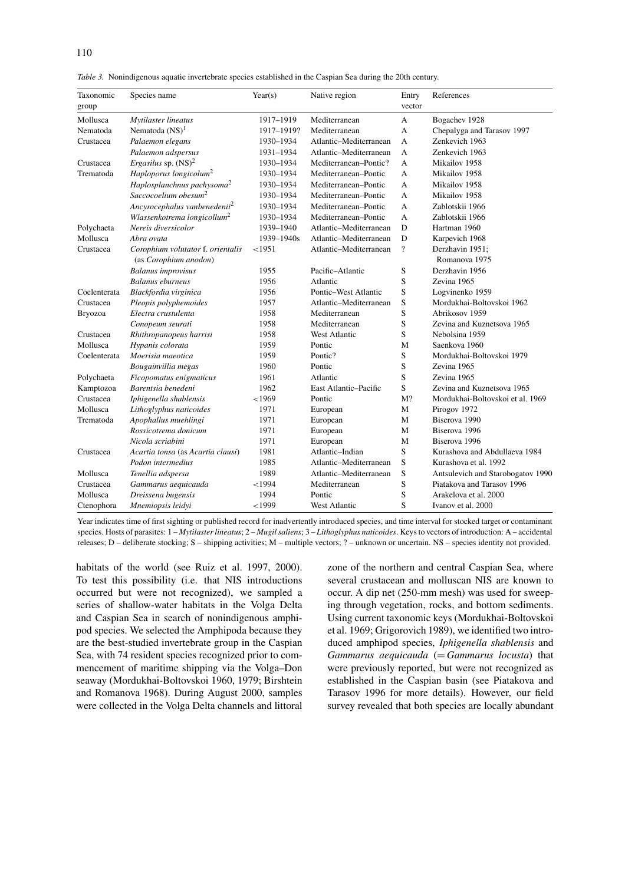*Table 3.* Nonindigenous aquatic invertebrate species established in the Caspian Sea during the 20th century.

| Taxonomic group | Species name | Year(s) | Native region | Entry vector | References |
|---|---|---|---|---|---|
| Mollusca | *Mytilaster lineatus* | 1917–1919 | Mediterranean | A | Bogachev 1928 |
| Nematoda | Nematoda (NS)[1] | 1917–1919? | Mediterranean | A | Chepalyga and Tarasov 1997 |
| Crustacea | *Palaemon elegans* | 1930–1934 | Atlantic–Mediterranean | A | Zenkevich 1963 |
| | *Palaemon adspersus* | 1931–1934 | Atlantic–Mediterranean | A | Zenkevich 1963 |
| Crustacea | *Ergasilus* sp. (NS)[2] | 1930–1934 | Mediterranean–Pontic? | A | Mikailov 1958 |
| Trematoda | *Haploporus longicolum*[2] | 1930–1934 | Mediterranean–Pontic | A | Mikailov 1958 |
| | *Haplosplanchnus pachysoma*[2] | 1930–1934 | Mediterranean–Pontic | A | Mikailov 1958 |
| | *Saccocoelium obesum*[2] | 1930–1934 | Mediterranean–Pontic | A | Mikailov 1958 |
| | *Ancyrocephalus vanbenedenii*[2] | 1930–1934 | Mediterranean–Pontic | A | Zablotskii 1966 |
| | *Wlassenkotrema longicollum*[2] | 1930–1934 | Mediterranean–Pontic | A | Zablotskii 1966 |
| Polychaeta | *Nereis diversicolor* | 1939–1940 | Atlantic–Mediterranean | D | Hartman 1960 |
| Mollusca | *Abra ovata* | 1939–1940s | Atlantic–Mediterranean | D | Karpevich 1968 |
| Crustacea | *Corophium volutator* f. *orientalis* (as *Corophium anodon*) | <1951 | Atlantic–Mediterranean | ? | Derzhavin 1951; Romanova 1975 |
| | *Balanus improvisus* | 1955 | Pacific–Atlantic | S | Derzhavin 1956 |
| | *Balanus eburneus* | 1956 | Atlantic | S | Zevina 1965 |
| Coelenterata | *Blackfordia virginica* | 1956 | Pontic–West Atlantic | S | Logvinenko 1959 |
| Crustacea | *Pleopis polyphemoides* | 1957 | Atlantic–Mediterranean | S | Mordukhai-Boltovskoi 1962 |
| Bryozoa | *Electra crustulenta* | 1958 | Mediterranean | S | Abrikosov 1959 |
| | *Conopeum seurati* | 1958 | Mediterranean | S | Zevina and Kuznetsova 1965 |
| Crustacea | *Rhithropanopeus harrisi* | 1958 | West Atlantic | S | Nebolsina 1959 |
| Mollusca | *Hypanis colorata* | 1959 | Pontic | M | Saenkova 1960 |
| Coelenterata | *Moerisia maeotica* | 1959 | Pontic? | S | Mordukhai-Boltovskoi 1979 |
| | *Bougainvillia megas* | 1960 | Pontic | S | Zevina 1965 |
| Polychaeta | *Ficopomatus enigmaticus* | 1961 | Atlantic | S | Zevina 1965 |
| Kamptozoa | *Barentsia benedeni* | 1962 | East Atlantic–Pacific | S | Zevina and Kuznetsova 1965 |
| Crustacea | *Iphigenella shablensis* | <1969 | Pontic | M? | Mordukhai-Boltovskoi et al. 1969 |
| Mollusca | *Lithoglyphus naticoides* | 1971 | European | M | Pirogov 1972 |
| Trematoda | *Apophallus muehlingi* | 1971 | European | M | Biserova 1990 |
| | *Rossicotrema donicum* | 1971 | European | M | Biserova 1996 |
| | *Nicola scriabini* | 1971 | European | M | Biserova 1996 |
| Crustacea | *Acartia tonsa* (as *Acartia clausi*) | 1981 | Atlantic–Indian | S | Kurashova and Abdullaeva 1984 |
| | *Podon intermedius* | 1985 | Atlantic–Mediterranean | S | Kurashova et al. 1992 |
| Mollusca | *Tenellia adspersa* | 1989 | Atlantic–Mediterranean | S | Antsulevich and Starobogatov 1990 |
| Crustacea | *Gammarus aequicauda* | <1994 | Mediterranean | S | Piatakova and Tarasov 1996 |
| Mollusca | *Dreissena bugensis* | 1994 | Pontic | S | Arakelova et al. 2000 |
| Ctenophora | *Mnemiopsis leidyi* | <1999 | West Atlantic | S | Ivanov et al. 2000 |

Year indicates time of first sighting or published record for inadvertently introduced species, and time interval for stocked target or contaminant species. Hosts of parasites: 1 – *Mytilaster lineatus*; 2 – *Mugil saliens*; 3 – *Lithoglyphus naticoides*. Keys to vectors of introduction: A – accidental releases; D – deliberate stocking; S – shipping activities; M – multiple vectors; ? – unknown or uncertain. NS – species identity not provided.

habitats of the world (see Ruiz et al. 1997, 2000). To test this possibility (i.e. that NIS introductions occurred but were not recognized), we sampled a series of shallow-water habitats in the Volga Delta and Caspian Sea in search of nonindigenous amphipod species. We selected the Amphipoda because they are the best-studied invertebrate group in the Caspian Sea, with 74 resident species recognized prior to commencement of maritime shipping via the Volga–Don seaway (Mordukhai-Boltovskoi 1960, 1979; Birshtein and Romanova 1968). During August 2000, samples were collected in the Volga Delta channels and littoral zone of the northern and central Caspian Sea, where several crustacean and molluscan NIS are known to occur. A dip net (250-mm mesh) was used for sweeping through vegetation, rocks, and bottom sediments. Using current taxonomic keys (Mordukhai-Boltovskoi et al. 1969; Grigorovich 1989), we identified two introduced amphipod species, *Iphigenella shablensis* and *Gammarus aequicauda* (= *Gammarus locusta*) that were previously reported, but were not recognized as established in the Caspian basin (see Piatakova and Tarasov 1996 for more details). However, our field survey revealed that both species are locally abundant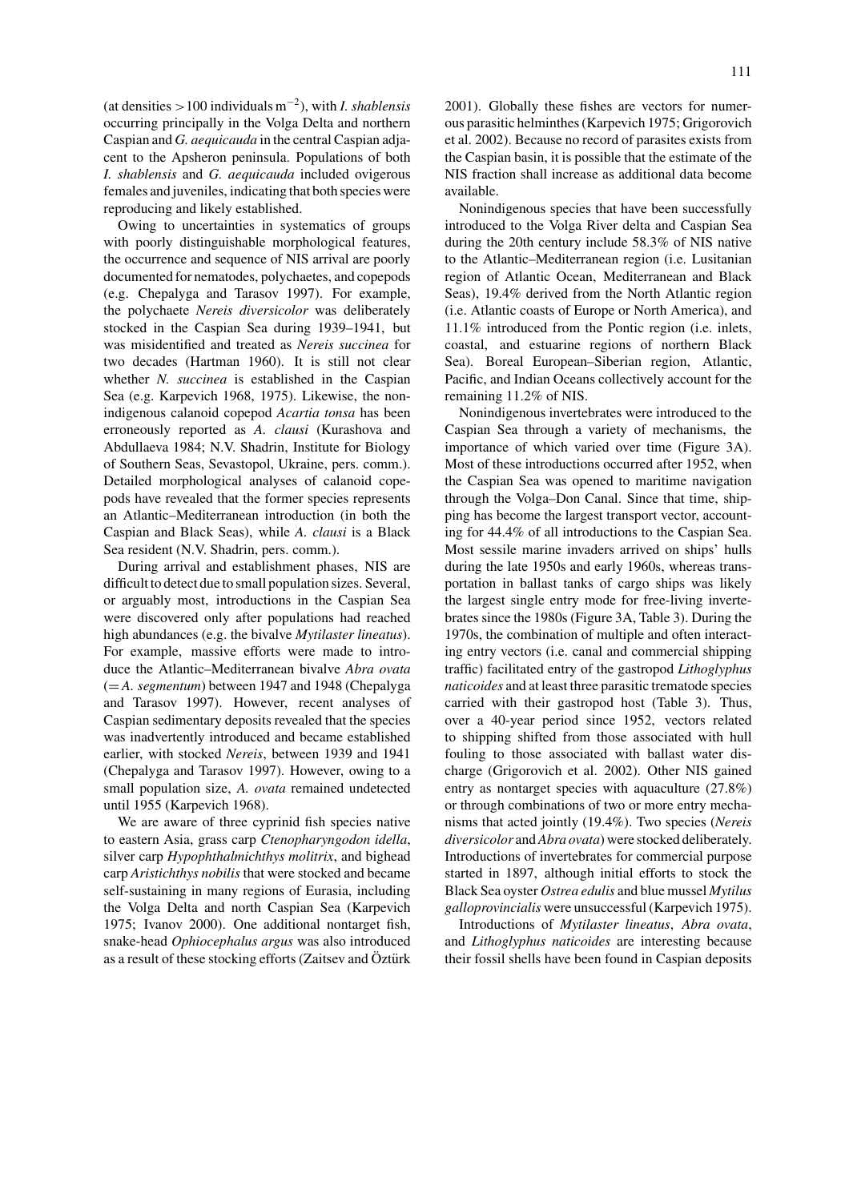(at densities >100 individuals $m^{-2}$), with *I. shablensis* occurring principally in the Volga Delta and northern Caspian and *G. aequicauda* in the central Caspian adjacent to the Apsheron peninsula. Populations of both *I. shablensis* and *G. aequicauda* included ovigerous females and juveniles, indicating that both species were reproducing and likely established.

Owing to uncertainties in systematics of groups with poorly distinguishable morphological features, the occurrence and sequence of NIS arrival are poorly documented for nematodes, polychaetes, and copepods (e.g. Chepalyga and Tarasov 1997). For example, the polychaete *Nereis diversicolor* was deliberately stocked in the Caspian Sea during 1939–1941, but was misidentified and treated as *Nereis succinea* for two decades (Hartman 1960). It is still not clear whether *N. succinea* is established in the Caspian Sea (e.g. Karpevich 1968, 1975). Likewise, the nonindigenous calanoid copepod *Acartia tonsa* has been erroneously reported as *A. clausi* (Kurashova and Abdullaeva 1984; N.V. Shadrin, Institute for Biology of Southern Seas, Sevastopol, Ukraine, pers. comm.). Detailed morphological analyses of calanoid copepods have revealed that the former species represents an Atlantic–Mediterranean introduction (in both the Caspian and Black Seas), while *A. clausi* is a Black Sea resident (N.V. Shadrin, pers. comm.).

During arrival and establishment phases, NIS are difficult to detect due to small population sizes. Several, or arguably most, introductions in the Caspian Sea were discovered only after populations had reached high abundances (e.g. the bivalve *Mytilaster lineatus*). For example, massive efforts were made to introduce the Atlantic–Mediterranean bivalve *Abra ovata* (= *A. segmentum*) between 1947 and 1948 (Chepalyga and Tarasov 1997). However, recent analyses of Caspian sedimentary deposits revealed that the species was inadvertently introduced and became established earlier, with stocked *Nereis*, between 1939 and 1941 (Chepalyga and Tarasov 1997). However, owing to a small population size, *A. ovata* remained undetected until 1955 (Karpevich 1968).

We are aware of three cyprinid fish species native to eastern Asia, grass carp *Ctenopharyngodon idella*, silver carp *Hypophthalmichthys molitrix*, and bighead carp *Aristichthys nobilis* that were stocked and became self-sustaining in many regions of Eurasia, including the Volga Delta and north Caspian Sea (Karpevich 1975; Ivanov 2000). One additional nontarget fish, snake-head *Ophiocephalus argus* was also introduced as a result of these stocking efforts (Zaitsev and Öztürk 2001). Globally these fishes are vectors for numerous parasitic helminthes (Karpevich 1975; Grigorovich et al. 2002). Because no record of parasites exists from the Caspian basin, it is possible that the estimate of the NIS fraction shall increase as additional data become available.

Nonindigenous species that have been successfully introduced to the Volga River delta and Caspian Sea during the 20th century include 58.3% of NIS native to the Atlantic–Mediterranean region (i.e. Lusitanian region of Atlantic Ocean, Mediterranean and Black Seas), 19.4% derived from the North Atlantic region (i.e. Atlantic coasts of Europe or North America), and 11.1% introduced from the Pontic region (i.e. inlets, coastal, and estuarine regions of northern Black Sea). Boreal European–Siberian region, Atlantic, Pacific, and Indian Oceans collectively account for the remaining 11.2% of NIS.

Nonindigenous invertebrates were introduced to the Caspian Sea through a variety of mechanisms, the importance of which varied over time (Figure 3A). Most of these introductions occurred after 1952, when the Caspian Sea was opened to maritime navigation through the Volga–Don Canal. Since that time, shipping has become the largest transport vector, accounting for 44.4% of all introductions to the Caspian Sea. Most sessile marine invaders arrived on ships' hulls during the late 1950s and early 1960s, whereas transportation in ballast tanks of cargo ships was likely the largest single entry mode for free-living invertebrates since the 1980s (Figure 3A, Table 3). During the 1970s, the combination of multiple and often interacting entry vectors (i.e. canal and commercial shipping traffic) facilitated entry of the gastropod *Lithoglyphus naticoides* and at least three parasitic trematode species carried with their gastropod host (Table 3). Thus, over a 40-year period since 1952, vectors related to shipping shifted from those associated with hull fouling to those associated with ballast water discharge (Grigorovich et al. 2002). Other NIS gained entry as nontarget species with aquaculture (27.8%) or through combinations of two or more entry mechanisms that acted jointly (19.4%). Two species (*Nereis diversicolor* and *Abra ovata*) were stocked deliberately. Introductions of invertebrates for commercial purpose started in 1897, although initial efforts to stock the Black Sea oyster *Ostrea edulis* and blue mussel *Mytilus galloprovincialis* were unsuccessful (Karpevich 1975).

Introductions of *Mytilaster lineatus*, *Abra ovata*, and *Lithoglyphus naticoides* are interesting because their fossil shells have been found in Caspian deposits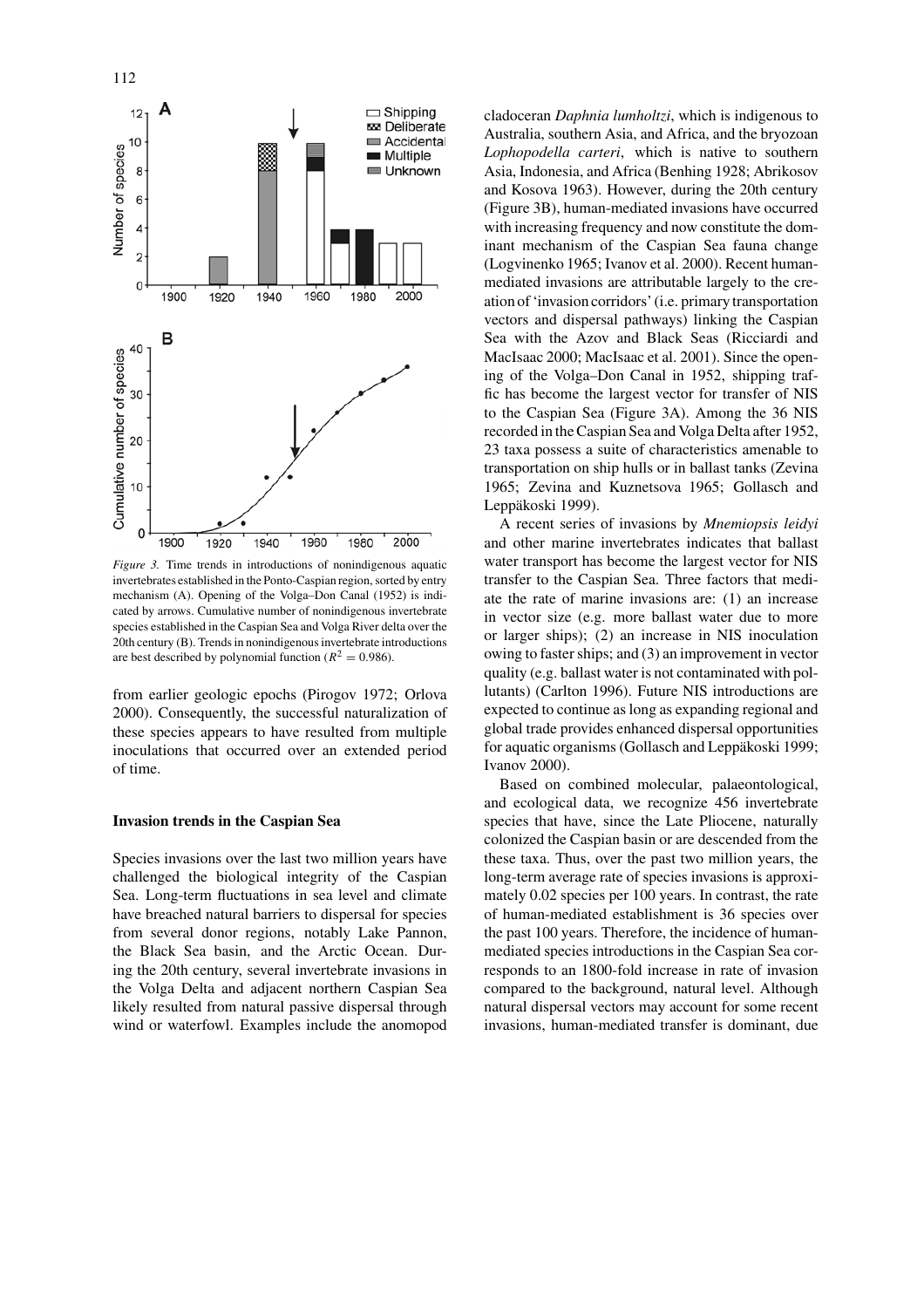*Figure 3.* Time trends in introductions of nonindigenous aquatic invertebrates established in the Ponto-Caspian region, sorted by entry mechanism (A). Opening of the Volga–Don Canal (1952) is indicated by arrows. Cumulative number of nonindigenous invertebrate species established in the Caspian Sea and Volga River delta over the 20th century (B). Trends in nonindigenous invertebrate introductions are best described by polynomial function ($R^2 = 0.986$).

from earlier geologic epochs (Pirogov 1972; Orlova 2000). Consequently, the successful naturalization of these species appears to have resulted from multiple inoculations that occurred over an extended period of time.

### Invasion trends in the Caspian Sea

Species invasions over the last two million years have challenged the biological integrity of the Caspian Sea. Long-term fluctuations in sea level and climate have breached natural barriers to dispersal for species from several donor regions, notably Lake Pannon, the Black Sea basin, and the Arctic Ocean. During the 20th century, several invertebrate invasions in the Volga Delta and adjacent northern Caspian Sea likely resulted from natural passive dispersal through wind or waterfowl. Examples include the anomopod cladoceran *Daphnia lumholtzi*, which is indigenous to Australia, southern Asia, and Africa, and the bryozoan *Lophopodella carteri*, which is native to southern Asia, Indonesia, and Africa (Benhing 1928; Abrikosov and Kosova 1963). However, during the 20th century (Figure 3B), human-mediated invasions have occurred with increasing frequency and now constitute the dominant mechanism of the Caspian Sea fauna change (Logvinenko 1965; Ivanov et al. 2000). Recent human-mediated invasions are attributable largely to the creation of 'invasion corridors' (i.e. primary transportation vectors and dispersal pathways) linking the Caspian Sea with the Azov and Black Seas (Ricciardi and MacIsaac 2000; MacIsaac et al. 2001). Since the opening of the Volga–Don Canal in 1952, shipping traffic has become the largest vector for transfer of NIS to the Caspian Sea (Figure 3A). Among the 36 NIS recorded in the Caspian Sea and Volga Delta after 1952, 23 taxa possess a suite of characteristics amenable to transportation on ship hulls or in ballast tanks (Zevina 1965; Zevina and Kuznetsova 1965; Gollasch and Leppäkoski 1999).

A recent series of invasions by *Mnemiopsis leidyi* and other marine invertebrates indicates that ballast water transport has become the largest vector for NIS transfer to the Caspian Sea. Three factors that mediate the rate of marine invasions are: (1) an increase in vector size (e.g. more ballast water due to more or larger ships); (2) an increase in NIS inoculation owing to faster ships; and (3) an improvement in vector quality (e.g. ballast water is not contaminated with pollutants) (Carlton 1996). Future NIS introductions are expected to continue as long as expanding regional and global trade provides enhanced dispersal opportunities for aquatic organisms (Gollasch and Leppäkoski 1999; Ivanov 2000).

Based on combined molecular, palaeontological, and ecological data, we recognize 456 invertebrate species that have, since the Late Pliocene, naturally colonized the Caspian basin or are descended from the these taxa. Thus, over the past two million years, the long-term average rate of species invasions is approximately 0.02 species per 100 years. In contrast, the rate of human-mediated establishment is 36 species over the past 100 years. Therefore, the incidence of human-mediated species introductions in the Caspian Sea corresponds to an 1800-fold increase in rate of invasion compared to the background, natural level. Although natural dispersal vectors may account for some recent invasions, human-mediated transfer is dominant, due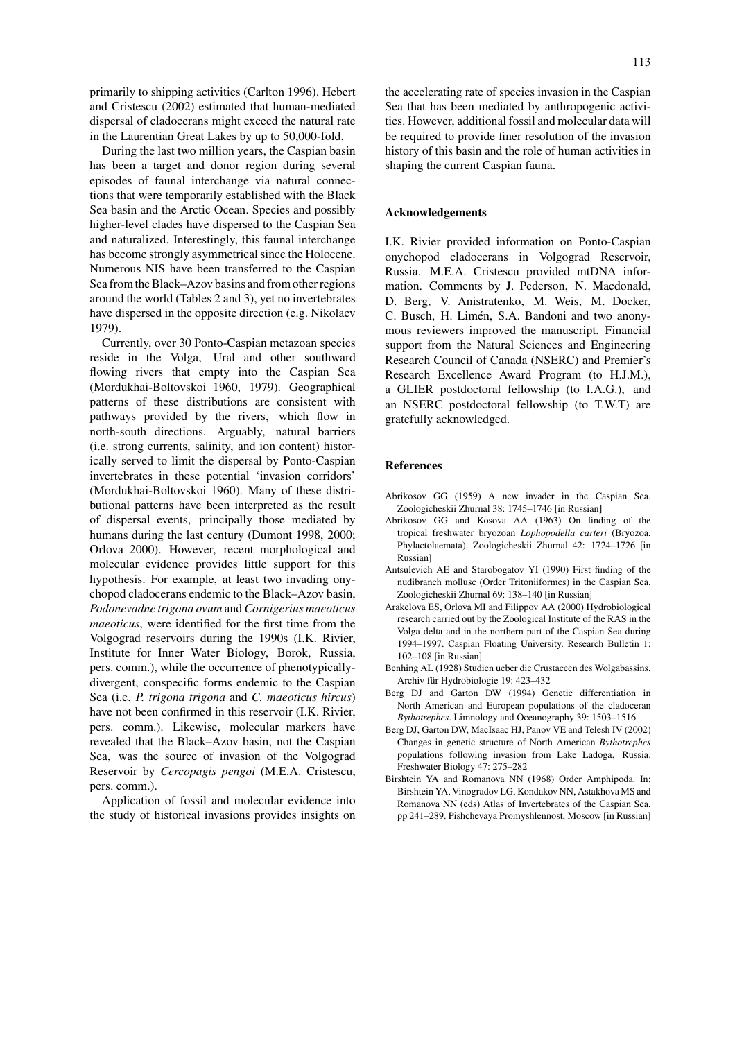primarily to shipping activities (Carlton 1996). Hebert and Cristescu (2002) estimated that human-mediated dispersal of cladocerans might exceed the natural rate in the Laurentian Great Lakes by up to 50,000-fold.

During the last two million years, the Caspian basin has been a target and donor region during several episodes of faunal interchange via natural connections that were temporarily established with the Black Sea basin and the Arctic Ocean. Species and possibly higher-level clades have dispersed to the Caspian Sea and naturalized. Interestingly, this faunal interchange has become strongly asymmetrical since the Holocene. Numerous NIS have been transferred to the Caspian Sea from the Black–Azov basins and from other regions around the world (Tables 2 and 3), yet no invertebrates have dispersed in the opposite direction (e.g. Nikolaev 1979).

Currently, over 30 Ponto-Caspian metazoan species reside in the Volga, Ural and other southward flowing rivers that empty into the Caspian Sea (Mordukhai-Boltovskoi 1960, 1979). Geographical patterns of these distributions are consistent with pathways provided by the rivers, which flow in north-south directions. Arguably, natural barriers (i.e. strong currents, salinity, and ion content) historically served to limit the dispersal by Ponto-Caspian invertebrates in these potential 'invasion corridors' (Mordukhai-Boltovskoi 1960). Many of these distributional patterns have been interpreted as the result of dispersal events, principally those mediated by humans during the last century (Dumont 1998, 2000; Orlova 2000). However, recent morphological and molecular evidence provides little support for this hypothesis. For example, at least two invading onychopod cladocerans endemic to the Black–Azov basin, *Podonevadne trigona ovum* and *Cornigerius maeoticus maeoticus*, were identified for the first time from the Volgograd reservoirs during the 1990s (I.K. Rivier, Institute for Inner Water Biology, Borok, Russia, pers. comm.), while the occurrence of phenotypically-divergent, conspecific forms endemic to the Caspian Sea (i.e. *P. trigona trigona* and *C. maeoticus hircus*) have not been confirmed in this reservoir (I.K. Rivier, pers. comm.). Likewise, molecular markers have revealed that the Black–Azov basin, not the Caspian Sea, was the source of invasion of the Volgograd Reservoir by *Cercopagis pengoi* (M.E.A. Cristescu, pers. comm.).

Application of fossil and molecular evidence into the study of historical invasions provides insights on the accelerating rate of species invasion in the Caspian Sea that has been mediated by anthropogenic activities. However, additional fossil and molecular data will be required to provide finer resolution of the invasion history of this basin and the role of human activities in shaping the current Caspian fauna.

## Acknowledgements

I.K. Rivier provided information on Ponto-Caspian onychopod cladocerans in Volgograd Reservoir, Russia. M.E.A. Cristescu provided mtDNA information. Comments by J. Pederson, N. Macdonald, D. Berg, V. Anistratenko, M. Weis, M. Docker, C. Busch, H. Limén, S.A. Bandoni and two anonymous reviewers improved the manuscript. Financial support from the Natural Sciences and Engineering Research Council of Canada (NSERC) and Premier's Research Excellence Award Program (to H.J.M.), a GLIER postdoctoral fellowship (to I.A.G.), and an NSERC postdoctoral fellowship (to T.W.T) are gratefully acknowledged.

## References

Abrikosov GG (1959) A new invader in the Caspian Sea. Zoologicheskii Zhurnal 38: 1745–1746 [in Russian]

Abrikosov GG and Kosova AA (1963) On finding of the tropical freshwater bryozoan *Lophopodella carteri* (Bryozoa, Phylactolaemata). Zoologicheskii Zhurnal 42: 1724–1726 [in Russian]

Antsulevich AE and Starobogatov YI (1990) First finding of the nudibranch mollusc (Order Tritoniiformes) in the Caspian Sea. Zoologicheskii Zhurnal 69: 138–140 [in Russian]

Arakelova ES, Orlova MI and Filippov AA (2000) Hydrobiological research carried out by the Zoological Institute of the RAS in the Volga delta and in the northern part of the Caspian Sea during 1994–1997. Caspian Floating University. Research Bulletin 1: 102–108 [in Russian]

Benhing AL (1928) Studien ueber die Crustaceen des Wolgabassins. Archiv für Hydrobiologie 19: 423–432

Berg DJ and Garton DW (1994) Genetic differentiation in North American and European populations of the cladoceran *Bythotrephes*. Limnology and Oceanography 39: 1503–1516

Berg DJ, Garton DW, MacIsaac HJ, Panov VE and Telesh IV (2002) Changes in genetic structure of North American *Bythotrephes* populations following invasion from Lake Ladoga, Russia. Freshwater Biology 47: 275–282

Birshtein YA and Romanova NN (1968) Order Amphipoda. In: Birshtein YA, Vinogradov LG, Kondakov NN, Astakhova MS and Romanova NN (eds) Atlas of Invertebrates of the Caspian Sea, pp 241–289. Pishchevaya Promyshlennost, Moscow [in Russian]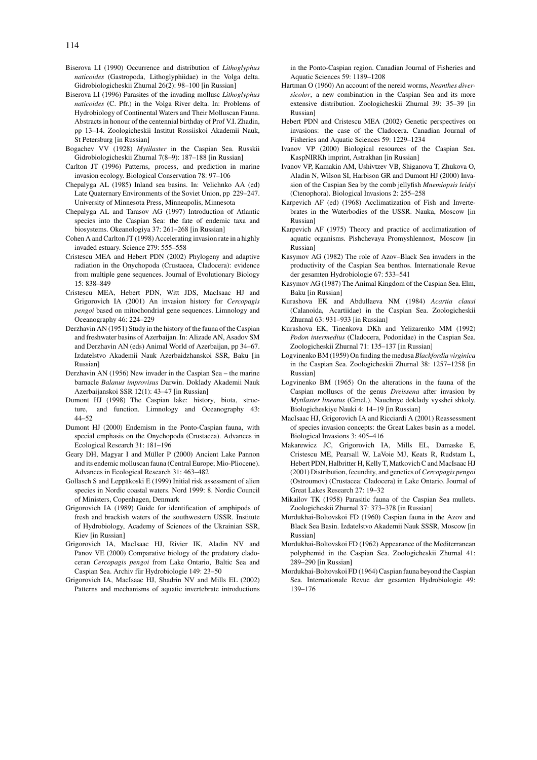Biserova LI (1990) Occurrence and distribution of *Lithoglyphus naticoides* (Gastropoda, Lithoglyphiidae) in the Volga delta. Gidrobiologicheskii Zhurnal 26(2): 98–100 [in Russian]

Biserova LI (1996) Parasites of the invading mollusc *Lithoglyphus naticoides* (C. Pfr.) in the Volga River delta. In: Problems of Hydrobiology of Continental Waters and Their Molluscan Fauna. Abstracts in honour of the centennial birthday of Prof V.I. Zhadin, pp 13–14. Zoologicheskii Institut Rossiiskoi Akademii Nauk, St Petersburg [in Russian]

Bogachev VV (1928) *Mytilaster* in the Caspian Sea. Russkii Gidrobiologicheskii Zhurnal 7(8–9): 187–188 [in Russian]

Carlton JT (1996) Patterns, process, and prediction in marine invasion ecology. Biological Conservation 78: 97–106

Chepalyga AL (1985) Inland sea basins. In: Velichnko AA (ed) Late Quaternary Environments of the Soviet Union, pp 229–247. University of Minnesota Press, Minneapolis, Minnesota

Chepalyga AL and Tarasov AG (1997) Introduction of Atlantic species into the Caspian Sea: the fate of endemic taxa and biosystems. Okeanologiya 37: 261–268 [in Russian]

Cohen A and Carlton JT (1998) Accelerating invasion rate in a highly invaded estuary. Science 279: 555–558

Cristescu MEA and Hebert PDN (2002) Phylogeny and adaptive radiation in the Onychopoda (Crustacea, Cladocera): evidence from multiple gene sequences. Journal of Evolutionary Biology 15: 838–849

Cristescu MEA, Hebert PDN, Witt JDS, MacIsaac HJ and Grigorovich IA (2001) An invasion history for *Cercopagis pengoi* based on mitochondrial gene sequences. Limnology and Oceanography 46: 224–229

Derzhavin AN (1951) Study in the history of the fauna of the Caspian and freshwater basins of Azerbaijan. In: Alizade AN, Asadov SM and Derzhavin AN (eds) Animal World of Azerbaijan, pp 34–67. Izdatelstvo Akademii Nauk Azerbaidzhanskoi SSR, Baku [in Russian]

Derzhavin AN (1956) New invader in the Caspian Sea – the marine barnacle *Balanus improvisus* Darwin. Doklady Akademii Nauk Azerbaijanskoi SSR 12(1): 43–47 [in Russian]

Dumont HJ (1998) The Caspian lake: history, biota, structure, and function. Limnology and Oceanography 43: 44–52

Dumont HJ (2000) Endemism in the Ponto-Caspian fauna, with special emphasis on the Onychopoda (Crustacea). Advances in Ecological Research 31: 181–196

Geary DH, Magyar I and Müller P (2000) Ancient Lake Pannon and its endemic molluscan fauna (Central Europe; Mio-Pliocene). Advances in Ecological Research 31: 463–482

Gollasch S and Leppäkoski E (1999) Initial risk assessment of alien species in Nordic coastal waters. Nord 1999: 8. Nordic Council of Ministers, Copenhagen, Denmark

Grigorovich IA (1989) Guide for identification of amphipods of fresh and brackish waters of the southwestern USSR. Institute of Hydrobiology, Academy of Sciences of the Ukrainian SSR, Kiev [in Russian]

Grigorovich IA, MacIsaac HJ, Rivier IK, Aladin NV and Panov VE (2000) Comparative biology of the predatory cladoceran *Cercopagis pengoi* from Lake Ontario, Baltic Sea and Caspian Sea. Archiv für Hydrobiologie 149: 23–50

Grigorovich IA, MacIsaac HJ, Shadrin NV and Mills EL (2002) Patterns and mechanisms of aquatic invertebrate introductions in the Ponto-Caspian region. Canadian Journal of Fisheries and Aquatic Sciences 59: 1189–1208

Hartman O (1960) An account of the nereid worms, *Neanthes diversicolor*, a new combination in the Caspian Sea and its more extensive distribution. Zoologicheskii Zhurnal 39: 35–39 [in Russian]

Hebert PDN and Cristescu MEA (2002) Genetic perspectives on invasions: the case of the Cladocera. Canadian Journal of Fisheries and Aquatic Sciences 59: 1229–1234

Ivanov VP (2000) Biological resources of the Caspian Sea. KaspNIRKh imprint, Astrakhan [in Russian]

Ivanov VP, Kamakin AM, Ushivtzev VB, Shiganova T, Zhukova O, Aladin N, Wilson SI, Harbison GR and Dumont HJ (2000) Invasion of the Caspian Sea by the comb jellyfish *Mnemiopsis leidyi* (Ctenophora). Biological Invasions 2: 255–258

Karpevich AF (ed) (1968) Acclimatization of Fish and Invertebrates in the Waterbodies of the USSR. Nauka, Moscow [in Russian]

Karpevich AF (1975) Theory and practice of acclimatization of aquatic organisms. Pishchevaya Promyshlennost, Moscow [in Russian]

Kasymov AG (1982) The role of Azov–Black Sea invaders in the productivity of the Caspian Sea benthos. Internationale Revue der gesamten Hydrobiologie 67: 533–541

Kasymov AG (1987) The Animal Kingdom of the Caspian Sea. Elm, Baku [in Russian]

Kurashova EK and Abdullaeva NM (1984) *Acartia clausi* (Calanoida, Acartiidae) in the Caspian Sea. Zoologicheskii Zhurnal 63: 931–933 [in Russian]

Kurashova EK, Tinenkova DKh and Yelizarenko MM (1992) *Podon intermedius* (Cladocera, Podonidae) in the Caspian Sea. Zoologicheskii Zhurnal 71: 135–137 [in Russian]

Logvinenko BM (1959) On finding the medusa *Blackfordia virginica* in the Caspian Sea. Zoologicheskii Zhurnal 38: 1257–1258 [in Russian]

Logvinenko BM (1965) On the alterations in the fauna of the Caspian molluscs of the genus *Dreissena* after invasion by *Mytilaster lineatus* (Gmel.). Nauchnye doklady vysshei shkoly. Biologicheskiye Nauki 4: 14–19 [in Russian]

MacIsaac HJ, Grigorovich IA and Ricciardi A (2001) Reassessment of species invasion concepts: the Great Lakes basin as a model. Biological Invasions 3: 405–416

Makarewicz JC, Grigorovich IA, Mills EL, Damaske E, Cristescu ME, Pearsall W, LaVoie MJ, Keats R, Rudstam L, Hebert PDN, Halbritter H, Kelly T, Matkovich C and MacIsaac HJ (2001) Distribution, fecundity, and genetics of *Cercopagis pengoi* (Ostroumov) (Crustacea: Cladocera) in Lake Ontario. Journal of Great Lakes Research 27: 19–32

Mikailov TK (1958) Parasitic fauna of the Caspian Sea mullets. Zoologicheskii Zhurnal 37: 373–378 [in Russian]

Mordukhai-Boltovskoi FD (1960) Caspian fauna in the Azov and Black Sea Basin. Izdatelstvo Akademii Nauk SSSR, Moscow [in Russian]

Mordukhai-Boltovskoi FD (1962) Appearance of the Mediterranean polyphemid in the Caspian Sea. Zoologicheskii Zhurnal 41: 289–290 [in Russian]

Mordukhai-Boltovskoi FD (1964) Caspian fauna beyond the Caspian Sea. Internationale Revue der gesamten Hydrobiologie 49: 139–176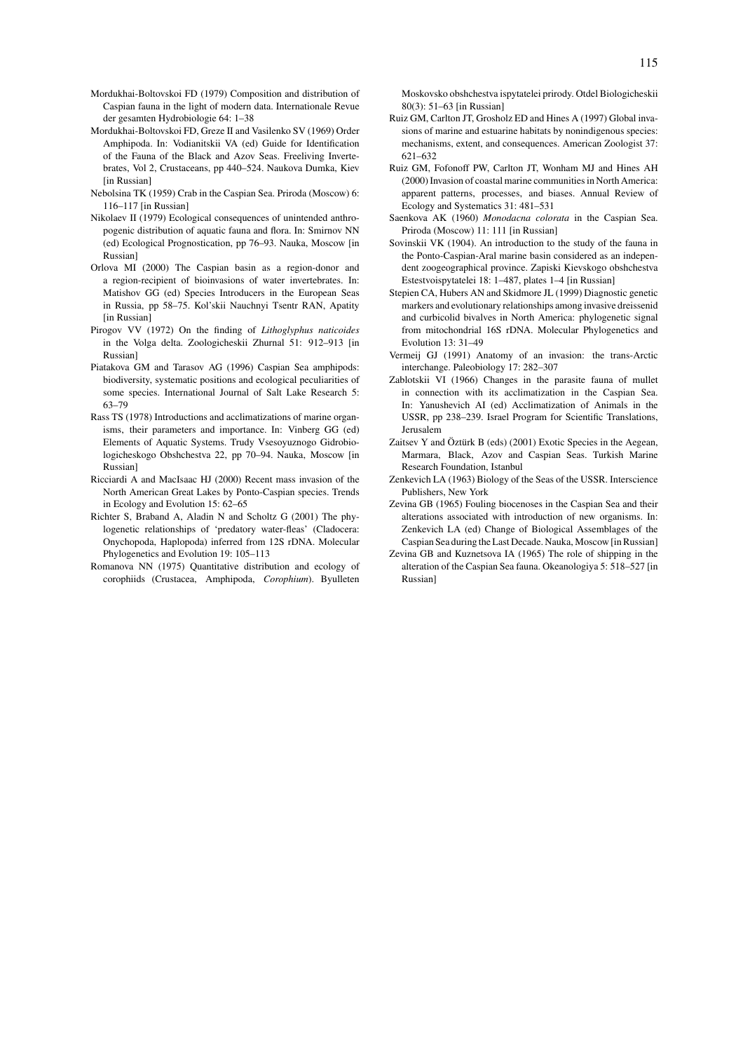Mordukhai-Boltovskoi FD (1979) Composition and distribution of Caspian fauna in the light of modern data. Internationale Revue der gesamten Hydrobiologie 64: 1–38

Mordukhai-Boltovskoi FD, Greze II and Vasilenko SV (1969) Order Amphipoda. In: Vodianitskii VA (ed) Guide for Identification of the Fauna of the Black and Azov Seas. Freeliving Invertebrates, Vol 2, Crustaceans, pp 440–524. Naukova Dumka, Kiev [in Russian]

Nebolsina TK (1959) Crab in the Caspian Sea. Priroda (Moscow) 6: 116–117 [in Russian]

Nikolaev II (1979) Ecological consequences of unintended anthropogenic distribution of aquatic fauna and flora. In: Smirnov NN (ed) Ecological Prognostication, pp 76–93. Nauka, Moscow [in Russian]

Orlova MI (2000) The Caspian basin as a region-donor and a region-recipient of bioinvasions of water invertebrates. In: Matishov GG (ed) Species Introducers in the European Seas in Russia, pp 58–75. Kol'skii Nauchnyi Tsentr RAN, Apatity [in Russian]

Pirogov VV (1972) On the finding of *Lithoglyphus naticoides* in the Volga delta. Zoologicheskii Zhurnal 51: 912–913 [in Russian]

Piatakova GM and Tarasov AG (1996) Caspian Sea amphipods: biodiversity, systematic positions and ecological peculiarities of some species. International Journal of Salt Lake Research 5: 63–79

Rass TS (1978) Introductions and acclimatizations of marine organisms, their parameters and importance. In: Vinberg GG (ed) Elements of Aquatic Systems. Trudy Vsesoyuznogo Gidrobiologicheskogo Obshchestva 22, pp 70–94. Nauka, Moscow [in Russian]

Ricciardi A and MacIsaac HJ (2000) Recent mass invasion of the North American Great Lakes by Ponto-Caspian species. Trends in Ecology and Evolution 15: 62–65

Richter S, Braband A, Aladin N and Scholtz G (2001) The phylogenetic relationships of 'predatory water-fleas' (Cladocera: Onychopoda, Haplopoda) inferred from 12S rDNA. Molecular Phylogenetics and Evolution 19: 105–113

Romanova NN (1975) Quantitative distribution and ecology of corophiids (Crustacea, Amphipoda, *Corophium*). Byulleten Moskovsko obshchestva ispytatelei prirody. Otdel Biologicheskii 80(3): 51–63 [in Russian]

Ruiz GM, Carlton JT, Grosholz ED and Hines A (1997) Global invasions of marine and estuarine habitats by nonindigenous species: mechanisms, extent, and consequences. American Zoologist 37: 621–632

Ruiz GM, Fofonoff PW, Carlton JT, Wonham MJ and Hines AH (2000) Invasion of coastal marine communities in North America: apparent patterns, processes, and biases. Annual Review of Ecology and Systematics 31: 481–531

Saenkova AK (1960) *Monodacna colorata* in the Caspian Sea. Priroda (Moscow) 11: 111 [in Russian]

Sovinskii VK (1904). An introduction to the study of the fauna in the Ponto-Caspian-Aral marine basin considered as an independent zoogeographical province. Zapiski Kievskogo obshchestva Estestvoispytatelei 18: 1–487, plates 1–4 [in Russian]

Stepien CA, Hubers AN and Skidmore JL (1999) Diagnostic genetic markers and evolutionary relationships among invasive dreissenid and curbicolid bivalves in North America: phylogenetic signal from mitochondrial 16S rDNA. Molecular Phylogenetics and Evolution 13: 31–49

Vermeij GJ (1991) Anatomy of an invasion: the trans-Arctic interchange. Paleobiology 17: 282–307

Zablotskii VI (1966) Changes in the parasite fauna of mullet in connection with its acclimatization in the Caspian Sea. In: Yanushevich AI (ed) Acclimatization of Animals in the USSR, pp 238–239. Israel Program for Scientific Translations, Jerusalem

Zaitsev Y and Öztürk B (eds) (2001) Exotic Species in the Aegean, Marmara, Black, Azov and Caspian Seas. Turkish Marine Research Foundation, Istanbul

Zenkevich LA (1963) Biology of the Seas of the USSR. Interscience Publishers, New York

Zevina GB (1965) Fouling biocenoses in the Caspian Sea and their alterations associated with introduction of new organisms. In: Zenkevich LA (ed) Change of Biological Assemblages of the Caspian Sea during the Last Decade. Nauka, Moscow [in Russian]

Zevina GB and Kuznetsova IA (1965) The role of shipping in the alteration of the Caspian Sea fauna. Okeanologiya 5: 518–527 [in Russian]